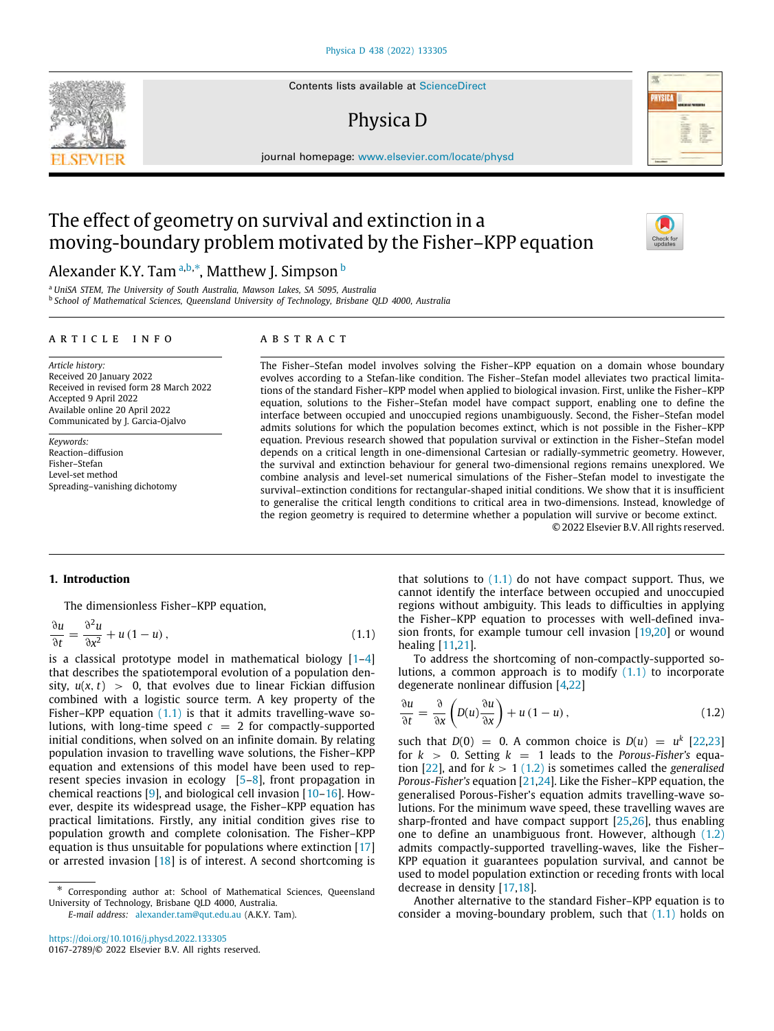# The effect of geometry on survival and extinction in a moving-boundary problem motivated by the Fisher–KPP equation

Alexander K.Y. Tam [a,b,*], Matthew J. Simpson [b]

[a] UniSA STEM, The University of South Australia, Mawson Lakes, SA 5095, Australia
[b] School of Mathematical Sciences, Queensland University of Technology, Brisbane QLD 4000, Australia

**ARTICLE INFO**

*Article history:*
Received 20 January 2022
Received in revised form 28 March 2022
Accepted 9 April 2022
Available online 20 April 2022
Communicated by J. Garcia-Ojalvo

*Keywords:*
Reaction–diffusion
Fisher–Stefan
Level-set method
Spreading–vanishing dichotomy

**ABSTRACT**

The Fisher–Stefan model involves solving the Fisher–KPP equation on a domain whose boundary evolves according to a Stefan-like condition. The Fisher–Stefan model alleviates two practical limitations of the standard Fisher–KPP model when applied to biological invasion. First, unlike the Fisher–KPP equation, solutions to the Fisher–Stefan model have compact support, enabling one to define the interface between occupied and unoccupied regions unambiguously. Second, the Fisher–Stefan model admits solutions for which the population becomes extinct, which is not possible in the Fisher–KPP equation. Previous research showed that population survival or extinction in the Fisher–Stefan model depends on a critical length in one-dimensional Cartesian or radially-symmetric geometry. However, the survival and extinction behaviour for general two-dimensional regions remains unexplored. We combine analysis and level-set numerical simulations of the Fisher–Stefan model to investigate the survival–extinction conditions for rectangular-shaped initial conditions. We show that it is insufficient to generalise the critical length conditions to critical area in two-dimensions. Instead, knowledge of the region geometry is required to determine whether a population will survive or become extinct.

© 2022 Elsevier B.V. All rights reserved.

## 1. Introduction

The dimensionless Fisher–KPP equation,

$$\frac{\partial u}{\partial t} = \frac{\partial^2 u}{\partial x^2} + u\left(1-u\right), \tag{1.1}$$

is a classical prototype model in mathematical biology [1–4] that describes the spatiotemporal evolution of a population density, $u(x,t) > 0$, that evolves due to linear Fickian diffusion combined with a logistic source term. A key property of the Fisher–KPP equation (1.1) is that it admits travelling-wave solutions, with long-time speed $c = 2$ for compactly-supported initial conditions, when solved on an infinite domain. By relating population invasion to travelling wave solutions, the Fisher–KPP equation and extensions of this model have been used to represent species invasion in ecology [5–8], front propagation in chemical reactions [9], and biological cell invasion [10–16]. However, despite its widespread usage, the Fisher–KPP equation has practical limitations. Firstly, any initial condition gives rise to population growth and complete colonisation. The Fisher–KPP equation is thus unsuitable for populations where extinction [17] or arrested invasion [18] is of interest. A second shortcoming is that solutions to (1.1) do not have compact support. Thus, we cannot identify the interface between occupied and unoccupied regions without ambiguity. This leads to difficulties in applying the Fisher–KPP equation to processes with well-defined invasion fronts, for example tumour cell invasion [19,20] or wound healing [11,21].

To address the shortcoming of non-compactly-supported solutions, a common approach is to modify (1.1) to incorporate degenerate nonlinear diffusion [4,22]

$$\frac{\partial u}{\partial t} = \frac{\partial}{\partial x}\left(D(u)\frac{\partial u}{\partial x}\right) + u\left(1-u\right), \tag{1.2}$$

such that $D(0) = 0$. A common choice is $D(u) = u^k$ [22,23] for $k > 0$. Setting $k = 1$ leads to the *Porous-Fisher's* equation [22], and for $k > 1$ (1.2) is sometimes called the *generalised Porous-Fisher's* equation [21,24]. Like the Fisher–KPP equation, the generalised Porous-Fisher's equation admits travelling-wave solutions. For the minimum wave speed, these travelling waves are sharp-fronted and have compact support [25,26], thus enabling one to define an unambiguous front. However, although (1.2) admits compactly-supported travelling-waves, like the Fisher–KPP equation it guarantees population survival, and cannot be used to model population extinction or receding fronts with local decrease in density [17,18].

Another alternative to the standard Fisher–KPP equation is to consider a moving-boundary problem, such that (1.1) holds on

\* Corresponding author at: School of Mathematical Sciences, Queensland University of Technology, Brisbane QLD 4000, Australia.
*E-mail address:* alexander.tam@qut.edu.au (A.K.Y. Tam).

https://doi.org/10.1016/j.physd.2022.133305
0167-2789/© 2022 Elsevier B.V. All rights reserved.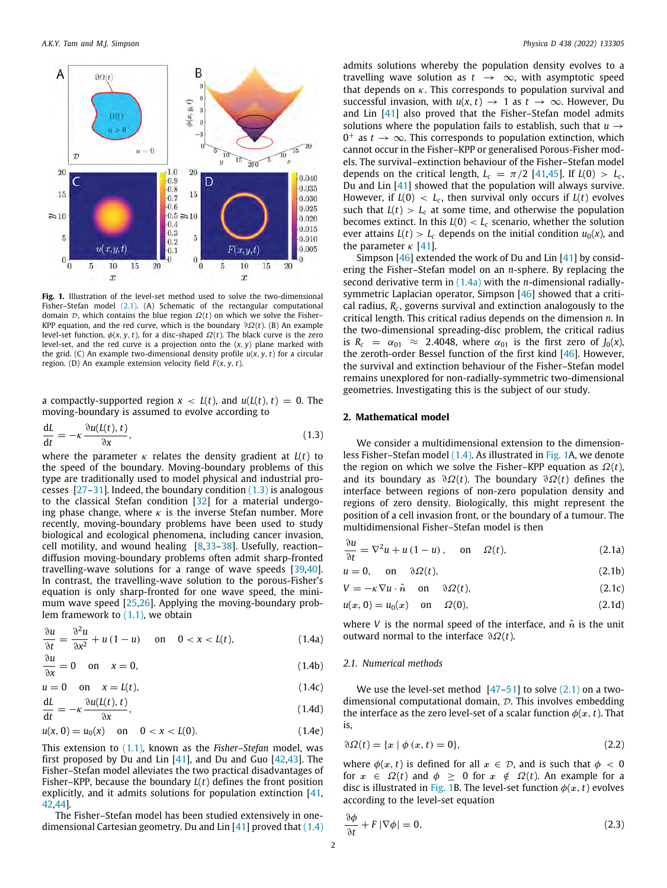**Fig. 1.** Illustration of the level-set method used to solve the two-dimensional Fisher–Stefan model (2.1). (A) Schematic of the rectangular computational domain $\mathcal{D}$, which contains the blue region $\Omega(t)$ on which we solve the Fisher–KPP equation, and the red curve, which is the boundary $\partial\Omega(t)$. (B) An example level-set function, $\phi(x, y, t)$, for a disc-shaped $\Omega(t)$. The black curve is the zero level-set, and the red curve is a projection onto the $(x, y)$ plane marked with the grid. (C) An example two-dimensional density profile $u(x, y, t)$ for a circular region. (D) An example extension velocity field $F(x, y, t)$.

a compactly-supported region $x < L(t)$, and $u(L(t), t) = 0$. The moving-boundary is assumed to evolve according to

$$\frac{\mathrm{d}L}{\mathrm{d}t} = -\kappa \frac{\partial u(L(t), t)}{\partial x}, \tag{1.3}$$

where the parameter $\kappa$ relates the density gradient at $L(t)$ to the speed of the boundary. Moving-boundary problems of this type are traditionally used to model physical and industrial processes [27–31]. Indeed, the boundary condition (1.3) is analogous to the classical Stefan condition [32] for a material undergoing phase change, where $\kappa$ is the inverse Stefan number. More recently, moving-boundary problems have been used to study biological and ecological phenomena, including cancer invasion, cell motility, and wound healing [8,33–38]. Usefully, reaction–diffusion moving-boundary problems often admit sharp-fronted travelling-wave solutions for a range of wave speeds [39,40]. In contrast, the travelling-wave solution to the porous-Fisher's equation is only sharp-fronted for one wave speed, the minimum wave speed [25,26]. Applying the moving-boundary problem framework to (1.1), we obtain

$$\frac{\partial u}{\partial t} = \frac{\partial^2 u}{\partial x^2} + u\,(1-u) \quad \text{on} \quad 0 < x < L(t), \tag{1.4a}$$

$$\frac{\partial u}{\partial x} = 0 \quad \text{on} \quad x = 0, \tag{1.4b}$$

$$u = 0 \quad \text{on} \quad x = L(t), \tag{1.4c}$$

$$\frac{\mathrm{d}L}{\mathrm{d}t} = -\kappa \frac{\partial u(L(t), t)}{\partial x}, \tag{1.4d}$$

$$u(x, 0) = u_0(x) \quad \text{on} \quad 0 < x < L(0). \tag{1.4e}$$

This extension to (1.1), known as the *Fisher–Stefan* model, was first proposed by Du and Lin [41], and Du and Guo [42,43]. The Fisher–Stefan model alleviates the two practical disadvantages of Fisher–KPP, because the boundary $L(t)$ defines the front position explicitly, and it admits solutions for population extinction [41,42,44].

The Fisher–Stefan model has been studied extensively in one-dimensional Cartesian geometry. Du and Lin [41] proved that (1.4) admits solutions whereby the population density evolves to a travelling wave solution as $t \to \infty$, with asymptotic speed that depends on $\kappa$. This corresponds to population survival and successful invasion, with $u(x, t) \to 1$ as $t \to \infty$. However, Du and Lin [41] also proved that the Fisher–Stefan model admits solutions where the population fails to establish, such that $u \to 0^+$ as $t \to \infty$. This corresponds to population extinction, which cannot occur in the Fisher–KPP or generalised Porous-Fisher models. The survival–extinction behaviour of the Fisher–Stefan model depends on the critical length, $L_c = \pi/2$ [41,45]. If $L(0) > L_c$, Du and Lin [41] showed that the population will always survive. However, if $L(0) < L_c$, then survival only occurs if $L(t)$ evolves such that $L(t) > L_c$ at some time, and otherwise the population becomes extinct. In this $L(0) < L_c$ scenario, whether the solution ever attains $L(t) > L_c$ depends on the initial condition $u_0(x)$, and the parameter $\kappa$ [41].

Simpson [46] extended the work of Du and Lin [41] by considering the Fisher–Stefan model on an $n$-sphere. By replacing the second derivative term in (1.4a) with the $n$-dimensional radially-symmetric Laplacian operator, Simpson [46] showed that a critical radius, $R_c$, governs survival and extinction analogously to the critical length. This critical radius depends on the dimension $n$. In the two-dimensional spreading-disc problem, the critical radius is $R_c = \alpha_{01} \approx 2.4048$, where $\alpha_{01}$ is the first zero of $J_0(x)$, the zeroth-order Bessel function of the first kind [46]. However, the survival and extinction behaviour of the Fisher–Stefan model remains unexplored for non-radially-symmetric two-dimensional geometries. Investigating this is the subject of our study.

## 2. Mathematical model

We consider a multidimensional extension to the dimensionless Fisher–Stefan model (1.4). As illustrated in Fig. 1A, we denote the region on which we solve the Fisher–KPP equation as $\Omega(t)$, and its boundary as $\partial\Omega(t)$. The boundary $\partial\Omega(t)$ defines the interface between regions of non-zero population density and regions of zero density. Biologically, this might represent the position of a cell invasion front, or the boundary of a tumour. The multidimensional Fisher–Stefan model is then

$$\frac{\partial u}{\partial t} = \nabla^2 u + u\,(1-u)\,, \quad \text{on} \quad \Omega(t), \tag{2.1a}$$

$$u = 0, \quad \text{on} \quad \partial\Omega(t), \tag{2.1b}$$

$$V = -\kappa \nabla u \cdot \hat{n} \quad \text{on} \quad \partial\Omega(t), \tag{2.1c}$$

$$u(\boldsymbol{x}, 0) = u_0(\boldsymbol{x}) \quad \text{on} \quad \Omega(0), \tag{2.1d}$$

where $V$ is the normal speed of the interface, and $\hat{n}$ is the unit outward normal to the interface $\partial\Omega(t)$.

### 2.1. Numerical methods

We use the level-set method [47–51] to solve (2.1) on a two-dimensional computational domain, $\mathcal{D}$. This involves embedding the interface as the zero level-set of a scalar function $\phi(\boldsymbol{x}, t)$. That is,

$$\partial\Omega(t) = \{\boldsymbol{x} \mid \phi(\boldsymbol{x}, t) = 0\}, \tag{2.2}$$

where $\phi(\boldsymbol{x}, t)$ is defined for all $\boldsymbol{x} \in \mathcal{D}$, and is such that $\phi < 0$ for $\boldsymbol{x} \in \Omega(t)$ and $\phi \geq 0$ for $\boldsymbol{x} \notin \Omega(t)$. An example for a disc is illustrated in Fig. 1B. The level-set function $\phi(\boldsymbol{x}, t)$ evolves according to the level-set equation

$$\frac{\partial \phi}{\partial t} + F\,|\nabla\phi| = 0, \tag{2.3}$$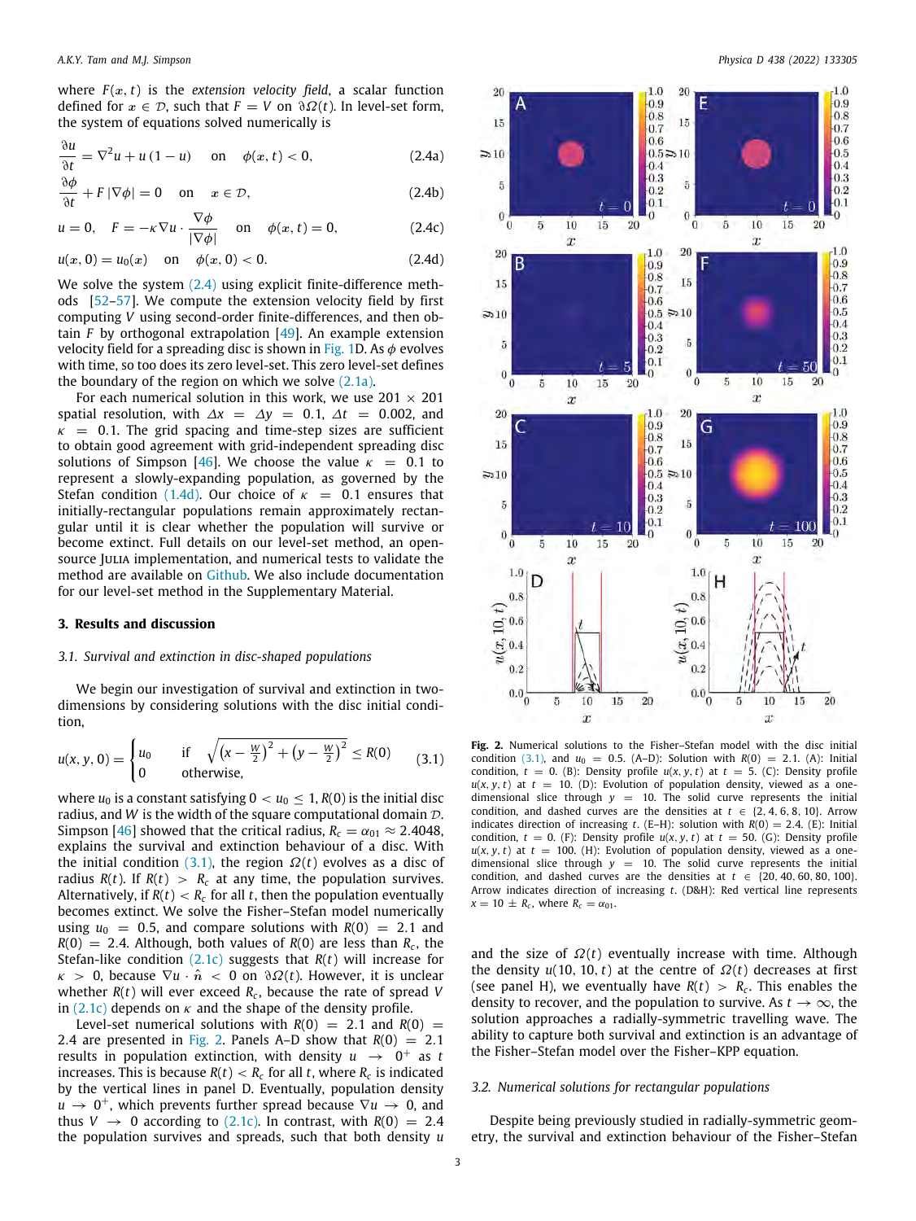where $F(x, t)$ is the *extension velocity field*, a scalar function defined for $x \in \mathcal{D}$, such that $F = V$ on $\partial\Omega(t)$. In level-set form, the system of equations solved numerically is

$$\frac{\partial u}{\partial t} = \nabla^2 u + u(1-u) \quad \text{on} \quad \phi(x, t) < 0, \tag{2.4a}$$

$$\frac{\partial \phi}{\partial t} + F\,|\nabla\phi| = 0 \quad \text{on} \quad x \in \mathcal{D}, \tag{2.4b}$$

$$u = 0, \quad F = -\kappa \nabla u \cdot \frac{\nabla\phi}{|\nabla\phi|} \quad \text{on} \quad \phi(x, t) = 0, \tag{2.4c}$$

$$u(x, 0) = u_0(x) \quad \text{on} \quad \phi(x, 0) < 0. \tag{2.4d}$$

We solve the system (2.4) using explicit finite-difference methods [52–57]. We compute the extension velocity field by first computing $V$ using second-order finite-differences, and then obtain $F$ by orthogonal extrapolation [49]. An example extension velocity field for a spreading disc is shown in Fig. 1D. As $\phi$ evolves with time, so too does its zero level-set. This zero level-set defines the boundary of the region on which we solve (2.1a).

For each numerical solution in this work, we use $201 \times 201$ spatial resolution, with $\Delta x = \Delta y = 0.1$, $\Delta t = 0.002$, and $\kappa = 0.1$. The grid spacing and time-step sizes are sufficient to obtain good agreement with grid-independent spreading disc solutions of Simpson [46]. We choose the value $\kappa = 0.1$ to represent a slowly-expanding population, as governed by the Stefan condition (1.4d). Our choice of $\kappa = 0.1$ ensures that initially-rectangular populations remain approximately rectangular until it is clear whether the population will survive or become extinct. Full details on our level-set method, an open-source Julia implementation, and numerical tests to validate the method are available on Github. We also include documentation for our level-set method in the Supplementary Material.

## 3. Results and discussion

### 3.1. Survival and extinction in disc-shaped populations

We begin our investigation of survival and extinction in two-dimensions by considering solutions with the disc initial condition,

$$u(x, y, 0) = \begin{cases} u_0 & \text{if} \quad \sqrt{\left(x - \frac{W}{2}\right)^2 + \left(y - \frac{W}{2}\right)^2} \le R(0) \\ 0 & \text{otherwise,} \end{cases} \tag{3.1}$$

where $u_0$ is a constant satisfying $0 < u_0 \le 1$, $R(0)$ is the initial disc radius, and $W$ is the width of the square computational domain $\mathcal{D}$. Simpson [46] showed that the critical radius, $R_c = \alpha_{01} \approx 2.4048$, explains the survival and extinction behaviour of a disc. With the initial condition (3.1), the region $\Omega(t)$ evolves as a disc of radius $R(t)$. If $R(t) > R_c$ at any time, the population survives. Alternatively, if $R(t) < R_c$ for all $t$, then the population eventually becomes extinct. We solve the Fisher–Stefan model numerically using $u_0 = 0.5$, and compare solutions with $R(0) = 2.1$ and $R(0) = 2.4$. Although, both values of $R(0)$ are less than $R_c$, the Stefan-like condition (2.1c) suggests that $R(t)$ will increase for $\kappa > 0$, because $\nabla u \cdot \hat{n} < 0$ on $\partial\Omega(t)$. However, it is unclear whether $R(t)$ will ever exceed $R_c$, because the rate of spread $V$ in (2.1c) depends on $\kappa$ and the shape of the density profile.

Level-set numerical solutions with $R(0) = 2.1$ and $R(0) = 2.4$ are presented in Fig. 2. Panels A–D show that $R(0) = 2.1$ results in population extinction, with density $u \to 0^+$ as $t$ increases. This is because $R(t) < R_c$ for all $t$, where $R_c$ is indicated by the vertical lines in panel D. Eventually, population density $u \to 0^+$, which prevents further spread because $\nabla u \to 0$, and thus $V \to 0$ according to (2.1c). In contrast, with $R(0) = 2.4$ the population survives and spreads, such that both density $u$ and the size of $\Omega(t)$ eventually increase with time. Although the density $u(10, 10, t)$ at the centre of $\Omega(t)$ decreases at first (see panel H), we eventually have $R(t) > R_c$. This enables the density to recover, and the population to survive. As $t \to \infty$, the solution approaches a radially-symmetric travelling wave. The ability to capture both survival and extinction is an advantage of the Fisher–Stefan model over the Fisher–KPP equation.

**Fig. 2.** Numerical solutions to the Fisher–Stefan model with the disc initial condition (3.1), and $u_0 = 0.5$. (A–D): Solution with $R(0) = 2.1$. (A): Initial condition, $t = 0$. (B): Density profile $u(x, y, t)$ at $t = 5$. (C): Density profile $u(x, y, t)$ at $t = 10$. (D): Evolution of population density, viewed as a one-dimensional slice through $y = 10$. The solid curve represents the initial condition, and dashed curves are the densities at $t \in \{2, 4, 6, 8, 10\}$. Arrow indicates direction of increasing $t$. (E–H): solution with $R(0) = 2.4$. (E): Initial condition, $t = 0$. (F): Density profile $u(x, y, t)$ at $t = 50$. (G): Density profile $u(x, y, t)$ at $t = 100$. (H): Evolution of population density, viewed as a one-dimensional slice through $y = 10$. The solid curve represents the initial condition, and dashed curves are the densities at $t \in \{20, 40, 60, 80, 100\}$. Arrow indicates direction of increasing $t$. (D&H): Red vertical line represents $x = 10 \pm R_c$, where $R_c = \alpha_{01}$.

### 3.2. Numerical solutions for rectangular populations

Despite being previously studied in radially-symmetric geometry, the survival and extinction behaviour of the Fisher–Stefan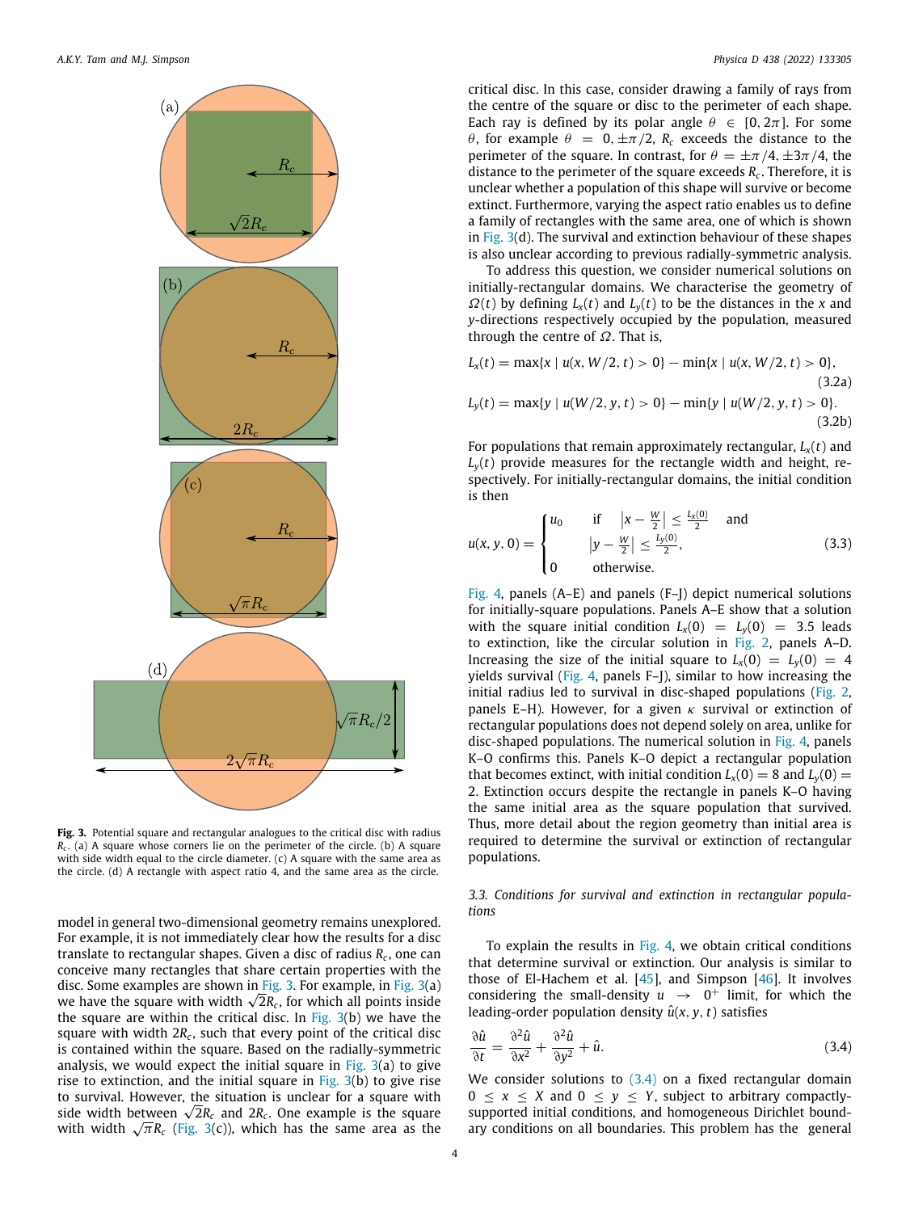**Fig. 3.** Potential square and rectangular analogues to the critical disc with radius $R_c$. (a) A square whose corners lie on the perimeter of the circle. (b) A square with side width equal to the circle diameter. (c) A square with the same area as the circle. (d) A rectangle with aspect ratio 4, and the same area as the circle.

model in general two-dimensional geometry remains unexplored. For example, it is not immediately clear how the results for a disc translate to rectangular shapes. Given a disc of radius $R_c$, one can conceive many rectangles that share certain properties with the disc. Some examples are shown in Fig. 3. For example, in Fig. 3(a) we have the square with width $\sqrt{2}R_c$, for which all points inside the square are within the critical disc. In Fig. 3(b) we have the square with width $2R_c$, such that every point of the critical disc is contained within the square. Based on the radially-symmetric analysis, we would expect the initial square in Fig. 3(a) to give rise to extinction, and the initial square in Fig. 3(b) to give rise to survival. However, the situation is unclear for a square with side width between $\sqrt{2}R_c$ and $2R_c$. One example is the square with width $\sqrt{\pi}R_c$ (Fig. 3(c)), which has the same area as the critical disc. In this case, consider drawing a family of rays from the centre of the square or disc to the perimeter of each shape. Each ray is defined by its polar angle $\theta \in [0, 2\pi]$. For some $\theta$, for example $\theta = 0, \pm\pi/2$, $R_c$ exceeds the distance to the perimeter of the square. In contrast, for $\theta = \pm\pi/4, \pm 3\pi/4$, the distance to the perimeter of the square exceeds $R_c$. Therefore, it is unclear whether a population of this shape will survive or become extinct. Furthermore, varying the aspect ratio enables us to define a family of rectangles with the same area, one of which is shown in Fig. 3(d). The survival and extinction behaviour of these shapes is also unclear according to previous radially-symmetric analysis.

To address this question, we consider numerical solutions on initially-rectangular domains. We characterise the geometry of $\Omega(t)$ by defining $L_x(t)$ and $L_y(t)$ to be the distances in the $x$ and $y$-directions respectively occupied by the population, measured through the centre of $\Omega$. That is,

$$L_x(t) = \max\{x \mid u(x, W/2, t) > 0\} - \min\{x \mid u(x, W/2, t) > 0\}, \tag{3.2a}$$

$$L_y(t) = \max\{y \mid u(W/2, y, t) > 0\} - \min\{y \mid u(W/2, y, t) > 0\}. \tag{3.2b}$$

For populations that remain approximately rectangular, $L_x(t)$ and $L_y(t)$ provide measures for the rectangle width and height, respectively. For initially-rectangular domains, the initial condition is then

$$u(x, y, 0) = \begin{cases} u_0 & \text{if} \quad \left|x - \frac{W}{2}\right| \le \frac{L_x(0)}{2} \quad \text{and} \\ & \quad\;\; \left|y - \frac{W}{2}\right| \le \frac{L_y(0)}{2}, \\ 0 & \quad\;\; \text{otherwise.} \end{cases} \tag{3.3}$$

Fig. 4, panels (A–E) and panels (F–J) depict numerical solutions for initially-square populations. Panels A–E show that a solution with the square initial condition $L_x(0) = L_y(0) = 3.5$ leads to extinction, like the circular solution in Fig. 2, panels A–D. Increasing the size of the initial square to $L_x(0) = L_y(0) = 4$ yields survival (Fig. 4, panels F–J), similar to how increasing the initial radius led to survival in disc-shaped populations (Fig. 2, panels E–H). However, for a given $\kappa$ survival or extinction of rectangular populations does not depend solely on area, unlike for disc-shaped populations. The numerical solution in Fig. 4, panels K–O confirms this. Panels K–O depict a rectangular population that becomes extinct, with initial condition $L_x(0) = 8$ and $L_y(0) = 2$. Extinction occurs despite the rectangle in panels K–O having the same initial area as the square population that survived. Thus, more detail about the region geometry than initial area is required to determine the survival or extinction of rectangular populations.

### 3.3. Conditions for survival and extinction in rectangular populations

To explain the results in Fig. 4, we obtain critical conditions that determine survival or extinction. Our analysis is similar to those of El-Hachem et al. [45], and Simpson [46]. It involves considering the small-density $u \to 0^+$ limit, for which the leading-order population density $\hat{u}(x, y, t)$ satisfies

$$\frac{\partial \hat{u}}{\partial t} = \frac{\partial^2 \hat{u}}{\partial x^2} + \frac{\partial^2 \hat{u}}{\partial y^2} + \hat{u}. \tag{3.4}$$

We consider solutions to (3.4) on a fixed rectangular domain $0 \le x \le X$ and $0 \le y \le Y$, subject to arbitrary compactly-supported initial conditions, and homogeneous Dirichlet boundary conditions on all boundaries. This problem has the general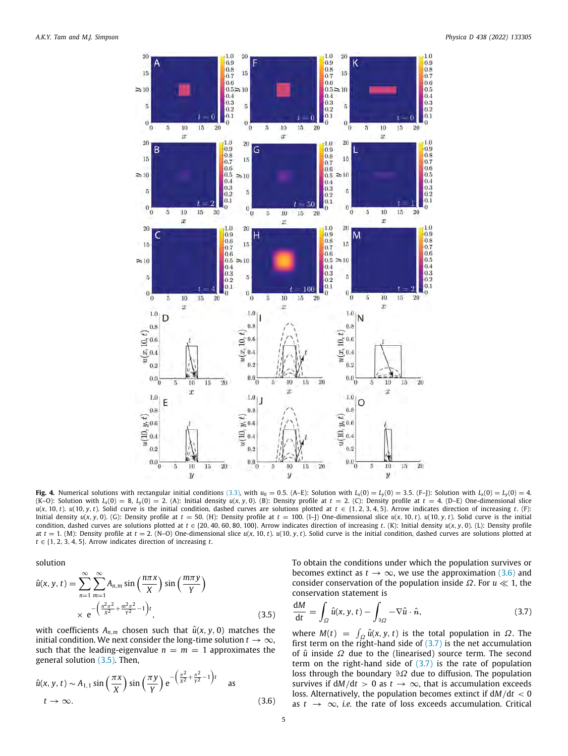**Fig. 4.** Numerical solutions with rectangular initial conditions (3.3), with $u_0 = 0.5$. (A–E): Solution with $L_x(0) = L_y(0) = 3.5$. (F–J): Solution with $L_x(0) = L_y(0) = 4$. (K–O): Solution with $L_x(0) = 8$, $L_y(0) = 2$. (A): Initial density $u(x, y, 0)$. (B): Density profile at $t = 2$. (C): Density profile at $t = 4$. (D–E) One-dimensional slice $u(x, 10, t)$. $u(10, y, t)$. Solid curve is the initial condition, dashed curves are solutions plotted at $t \in \{1, 2, 3, 4, 5\}$. Arrow indicates direction of increasing $t$. (F): Initial density $u(x, y, 0)$. (G): Density profile at $t = 50$. (H): Density profile at $t = 100$. (I–J) One-dimensional slice $u(x, 10, t)$. $u(10, y, t)$. Solid curve is the initial condition, dashed curves are solutions plotted at $t \in \{20, 40, 60, 80, 100\}$. Arrow indicates direction of increasing $t$. (K): Initial density $u(x, y, 0)$. (L): Density profile at $t = 1$. (M): Density profile at $t = 2$. (N–O) One-dimensional slice $u(x, 10, t)$. $u(10, y, t)$. Solid curve is the initial condition, dashed curves are solutions plotted at $t \in \{1, 2, 3, 4, 5\}$. Arrow indicates direction of increasing $t$.

solution

$$\hat{u}(x, y, t) = \sum_{n=1}^{\infty} \sum_{m=1}^{\infty} A_{n,m} \sin\left(\frac{n\pi x}{X}\right) \sin\left(\frac{m\pi y}{Y}\right) \times \mathrm{e}^{-\left(\frac{n^2\pi^2}{X^2} + \frac{m^2\pi^2}{Y^2} - 1\right)t}, \tag{3.5}$$

with coefficients $A_{n,m}$ chosen such that $\hat{u}(x, y, 0)$ matches the initial condition. We next consider the long-time solution $t \to \infty$, such that the leading-eigenvalue $n = m = 1$ approximates the general solution (3.5). Then,

$$\hat{u}(x, y, t) \sim A_{1,1} \sin\left(\frac{\pi x}{X}\right) \sin\left(\frac{\pi y}{Y}\right) \mathrm{e}^{-\left(\frac{\pi^2}{X^2} + \frac{\pi^2}{Y^2} - 1\right)t} \quad \text{as } t \to \infty. \tag{3.6}$$

To obtain the conditions under which the population survives or becomes extinct as $t \to \infty$, we use the approximation (3.6) and consider conservation of the population inside $\Omega$. For $u \ll 1$, the conservation statement is

$$\frac{\mathrm{d}M}{\mathrm{d}t} = \int_{\Omega} \hat{u}(x, y, t) - \int_{\partial\Omega} -\nabla\hat{u} \cdot \hat{\boldsymbol{n}}, \tag{3.7}$$

where $M(t) = \int_{\Omega} \hat{u}(x, y, t)$ is the total population in $\Omega$. The first term on the right-hand side of (3.7) is the net accumulation of $\hat{u}$ inside $\Omega$ due to the (linearised) source term. The second term on the right-hand side of (3.7) is the rate of population loss through the boundary $\partial\Omega$ due to diffusion. The population survives if $\mathrm{d}M/\mathrm{d}t > 0$ as $t \to \infty$, that is accumulation exceeds loss. Alternatively, the population becomes extinct if $\mathrm{d}M/\mathrm{d}t < 0$ as $t \to \infty$, *i.e.* the rate of loss exceeds accumulation. Critical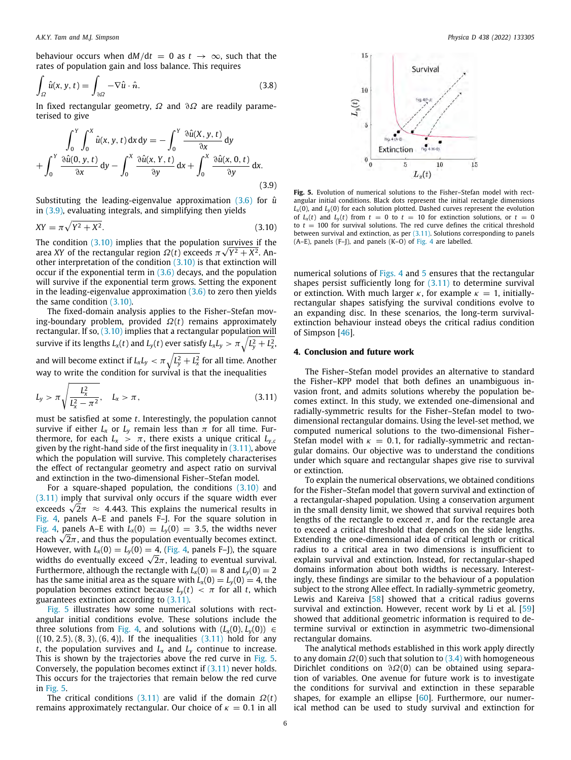behaviour occurs when $\mathrm{d}M/\mathrm{d}t = 0$ as $t \to \infty$, such that the rates of population gain and loss balance. This requires

$$\int_{\Omega} \hat{u}(x, y, t) = \int_{\partial\Omega} -\nabla\hat{u} \cdot \hat{n}. \tag{3.8}$$

In fixed rectangular geometry, $\Omega$ and $\partial\Omega$ are readily parameterised to give

$$\int_0^Y \int_0^X \hat{u}(x, y, t)\, \mathrm{d}x\, \mathrm{d}y = -\int_0^Y \frac{\partial\hat{u}(X, y, t)}{\partial x}\, \mathrm{d}y$$
$$+\int_0^Y \frac{\partial\hat{u}(0, y, t)}{\partial x}\, \mathrm{d}y - \int_0^X \frac{\partial\hat{u}(x, Y, t)}{\partial y}\, \mathrm{d}x + \int_0^X \frac{\partial\hat{u}(x, 0, t)}{\partial y}\, \mathrm{d}x. \tag{3.9}$$

Substituting the leading-eigenvalue approximation (3.6) for $\hat{u}$ in (3.9), evaluating integrals, and simplifying then yields

$$XY = \pi\sqrt{Y^2 + X^2}. \tag{3.10}$$

The condition (3.10) implies that the population survives if the area $XY$ of the rectangular region $\Omega(t)$ exceeds $\pi\sqrt{Y^2 + X^2}$. Another interpretation of the condition (3.10) is that extinction will occur if the exponential term in (3.6) decays, and the population will survive if the exponential term grows. Setting the exponent in the leading-eigenvalue approximation (3.6) to zero then yields the same condition (3.10).

The fixed-domain analysis applies to the Fisher–Stefan moving-boundary problem, provided $\Omega(t)$ remains approximately rectangular. If so, (3.10) implies that a rectangular population will survive if its lengths $L_x(t)$ and $L_y(t)$ ever satisfy $L_xL_y > \pi\sqrt{L_y^2 + L_x^2}$, and will become extinct if $L_xL_y < \pi\sqrt{L_y^2 + L_x^2}$ for all time. Another way to write the condition for survival is that the inequalities

$$L_y > \pi\sqrt{\frac{L_x^2}{L_x^2 - \pi^2}}, \quad L_x > \pi, \tag{3.11}$$

must be satisfied at some $t$. Interestingly, the population cannot survive if either $L_x$ or $L_y$ remain less than $\pi$ for all time. Furthermore, for each $L_x > \pi$, there exists a unique critical $L_{y,c}$ given by the right-hand side of the first inequality in (3.11), above which the population will survive. This completely characterises the effect of rectangular geometry and aspect ratio on survival and extinction in the two-dimensional Fisher–Stefan model.

For a square-shaped population, the conditions (3.10) and (3.11) imply that survival only occurs if the square width ever exceeds $\sqrt{2}\pi \approx 4.443$. This explains the numerical results in Fig. 4, panels A–E and panels F–J. For the square solution in Fig. 4, panels A–E with $L_x(0) = L_y(0) = 3.5$, the widths never reach $\sqrt{2}\pi$, and thus the population eventually becomes extinct. However, with $L_x(0) = L_y(0) = 4$, (Fig. 4, panels F–J), the square widths do eventually exceed $\sqrt{2}\pi$, leading to eventual survival. Furthermore, although the rectangle with $L_x(0) = 8$ and $L_y(0) = 2$ has the same initial area as the square with $L_x(0) = L_y(0) = 4$, the population becomes extinct because $L_y(t) < \pi$ for all $t$, which guarantees extinction according to (3.11).

Fig. 5 illustrates how some numerical solutions with rectangular initial conditions evolve. These solutions include the three solutions from Fig. 4, and solutions with $(L_x(0), L_y(0)) \in \{(10, 2.5), (8, 3), (6, 4)\}$. If the inequalities (3.11) hold for any $t$, the population survives and $L_x$ and $L_y$ continue to increase. This is shown by the trajectories above the red curve in Fig. 5. Conversely, the population becomes extinct if (3.11) never holds. This occurs for the trajectories that remain below the red curve in Fig. 5.

The critical conditions (3.11) are valid if the domain $\Omega(t)$ remains approximately rectangular. Our choice of $\kappa = 0.1$ in all numerical solutions of Figs. 4 and 5 ensures that the rectangular shapes persist sufficiently long for (3.11) to determine survival or extinction. With much larger $\kappa$, for example $\kappa = 1$, initially-rectangular shapes satisfying the survival conditions evolve to an expanding disc. In these scenarios, the long-term survival-extinction behaviour instead obeys the critical radius condition of Simpson [46].

**Fig. 5.** Evolution of numerical solutions to the Fisher–Stefan model with rectangular initial conditions. Black dots represent the initial rectangle dimensions $L_x(0)$, and $L_y(0)$ for each solution plotted. Dashed curves represent the evolution of $L_x(t)$ and $L_y(t)$ from $t = 0$ to $t = 10$ for extinction solutions, or $t = 0$ to $t = 100$ for survival solutions. The red curve defines the critical threshold between survival and extinction, as per (3.11). Solutions corresponding to panels (A–E), panels (F–J), and panels (K–O) of Fig. 4 are labelled.

## 4. Conclusion and future work

The Fisher–Stefan model provides an alternative to standard the Fisher–KPP model that both defines an unambiguous invasion front, and admits solutions whereby the population becomes extinct. In this study, we extended one-dimensional and radially-symmetric results for the Fisher–Stefan model to two-dimensional rectangular domains. Using the level-set method, we computed numerical solutions to the two-dimensional Fisher–Stefan model with $\kappa = 0.1$, for radially-symmetric and rectangular domains. Our objective was to understand the conditions under which square and rectangular shapes give rise to survival or extinction.

To explain the numerical observations, we obtained conditions for the Fisher–Stefan model that govern survival and extinction of a rectangular-shaped population. Using a conservation argument in the small density limit, we showed that survival requires both lengths of the rectangle to exceed $\pi$, and for the rectangle area to exceed a critical threshold that depends on the side lengths. Extending the one-dimensional idea of critical length or critical radius to a critical area in two dimensions is insufficient to explain survival and extinction. Instead, for rectangular-shaped domains information about both widths is necessary. Interestingly, these findings are similar to the behaviour of a population subject to the strong Allee effect. In radially-symmetric geometry, Lewis and Kareiva [58] showed that a critical radius governs survival and extinction. However, recent work by Li et al. [59] showed that additional geometric information is required to determine survival or extinction in asymmetric two-dimensional rectangular domains.

The analytical methods established in this work apply directly to any domain $\Omega(0)$ such that solution to (3.4) with homogeneous Dirichlet conditions on $\partial\Omega(0)$ can be obtained using separation of variables. One avenue for future work is to investigate the conditions for survival and extinction in these separable shapes, for example an ellipse [60]. Furthermore, our numerical method can be used to study survival and extinction for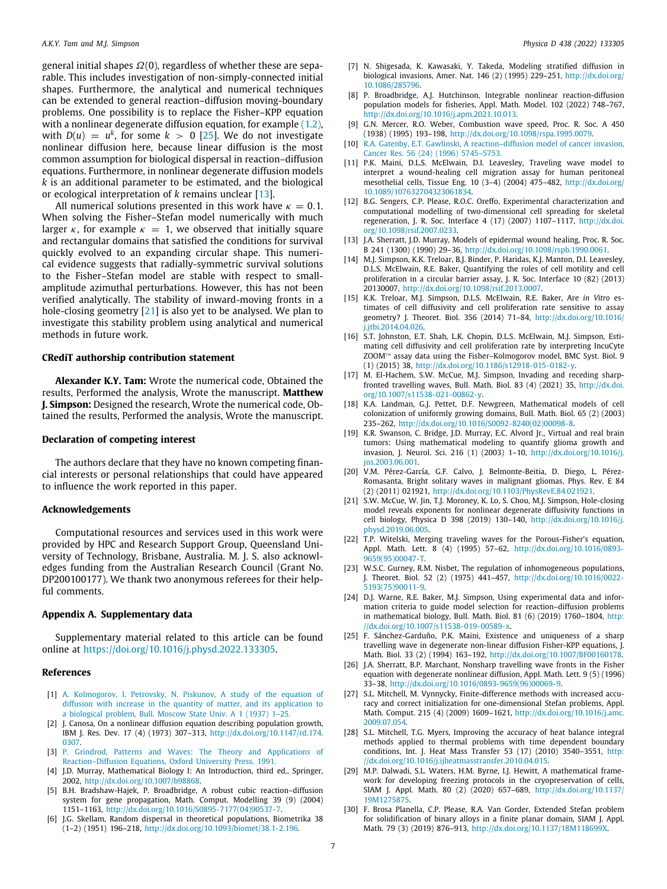general initial shapes $\Omega(0)$, regardless of whether these are separable. This includes investigation of non-simply-connected initial shapes. Furthermore, the analytical and numerical techniques can be extended to general reaction–diffusion moving-boundary problems. One possibility is to replace the Fisher–KPP equation with a nonlinear degenerate diffusion equation, for example (1.2), with $D(u) = u^k$, for some $k > 0$ [25]. We do not investigate nonlinear diffusion here, because linear diffusion is the most common assumption for biological dispersal in reaction–diffusion equations. Furthermore, in nonlinear degenerate diffusion models $k$ is an additional parameter to be estimated, and the biological or ecological interpretation of $k$ remains unclear [13].

All numerical solutions presented in this work have $\kappa = 0.1$. When solving the Fisher–Stefan model numerically with much larger $\kappa$, for example $\kappa = 1$, we observed that initially square and rectangular domains that satisfied the conditions for survival quickly evolved to an expanding circular shape. This numerical evidence suggests that radially-symmetric survival solutions to the Fisher–Stefan model are stable with respect to small-amplitude azimuthal perturbations. However, this has not been verified analytically. The stability of inward-moving fronts in a hole-closing geometry [21] is also yet to be analysed. We plan to investigate this stability problem using analytical and numerical methods in future work.

### CRediT authorship contribution statement

**Alexander K.Y. Tam:** Wrote the numerical code, Obtained the results, Performed the analysis, Wrote the manuscript. **Matthew J. Simpson:** Designed the research, Wrote the numerical code, Obtained the results, Performed the analysis, Wrote the manuscript.

### Declaration of competing interest

The authors declare that they have no known competing financial interests or personal relationships that could have appeared to influence the work reported in this paper.

### Acknowledgements

Computational resources and services used in this work were provided by HPC and Research Support Group, Queensland University of Technology, Brisbane, Australia. M. J. S. also acknowledges funding from the Australian Research Council (Grant No. DP200100177). We thank two anonymous referees for their helpful comments.

### Appendix A. Supplementary data

Supplementary material related to this article can be found online at https://doi.org/10.1016/j.physd.2022.133305.

### References

[1] A. Kolmogorov, I. Petrovsky, N. Piskunov, A study of the equation of diffusion with increase in the quantity of matter, and its application to a biological problem, Bull. Moscow State Univ. A 1 (1937) 1–25.

[2] J. Canosa, On a nonlinear diffusion equation describing population growth, IBM J. Res. Dev. 17 (4) (1973) 307–313, http://dx.doi.org/10.1147/rd.174.0307.

[3] P. Grindrod, Patterns and Waves: The Theory and Applications of Reaction–Diffusion Equations, Oxford University Press, 1991.

[4] J.D. Murray, Mathematical Biology I: An Introduction, third ed., Springer, 2002, http://dx.doi.org/10.1007/b98868.

[5] B.H. Bradshaw-Hajek, P. Broadbridge, A robust cubic reaction–diffusion system for gene propagation, Math. Comput. Modelling 39 (9) (2004) 1151–1163, http://dx.doi.org/10.1016/S0895-7177(04)90537-7.

[6] J.G. Skellam, Random dispersal in theoretical populations, Biometrika 38 (1–2) (1951) 196–218, http://dx.doi.org/10.1093/biomet/38.1-2.196.

[7] N. Shigesada, K. Kawasaki, Y. Takeda, Modeling stratified diffusion in biological invasions, Amer. Nat. 146 (2) (1995) 229–251, http://dx.doi.org/10.1086/285796.

[8] P. Broadbridge, A.J. Hutchinson, Integrable nonlinear reaction-diffusion population models for fisheries, Appl. Math. Model. 102 (2022) 748–767, http://dx.doi.org/10.1016/j.apm.2021.10.013.

[9] G.N. Mercer, R.O. Weber, Combustion wave speed, Proc. R. Soc. A 450 (1938) (1995) 193–198, http://dx.doi.org/10.1098/rspa.1995.0079.

[10] R.A. Gatenby, E.T. Gawlinski, A reaction–diffusion model of cancer invasion, Cancer Res. 56 (24) (1996) 5745–5753.

[11] P.K. Maini, D.L.S. McElwain, D. Leavesley, Traveling wave model to interpret a wound-healing cell migration assay for human peritoneal mesothelial cells, Tissue Eng. 10 (3–4) (2004) 475–482, http://dx.doi.org/10.1089/107632704323061834.

[12] B.G. Sengers, C.P. Please, R.O.C. Oreffo, Experimental characterization and computational modelling of two-dimensional cell spreading for skeletal regeneration, J. R. Soc. Interface 4 (17) (2007) 1107–1117, http://dx.doi.org/10.1098/rsif.2007.0233.

[13] J.A. Sherratt, J.D. Murray, Models of epidermal wound healing, Proc. R. Soc. B 241 (1300) (1990) 29–36, http://dx.doi.org/10.1098/rspb.1990.0061.

[14] M.J. Simpson, K.K. Treloar, B.J. Binder, P. Haridas, K.J. Manton, D.I. Leavesley, D.L.S. McElwain, R.E. Baker, Quantifying the roles of cell motility and cell proliferation in a circular barrier assay, J. R. Soc. Interface 10 (82) (2013) 20130007, http://dx.doi.org/10.1098/rsif.2013.0007.

[15] K.K. Treloar, M.J. Simpson, D.L.S. McElwain, R.E. Baker, Are *in Vitro* estimates of cell diffusivity and cell proliferation rate sensitive to assay geometry? J. Theoret. Biol. 356 (2014) 71–84, http://dx.doi.org/10.1016/j.jtbi.2014.04.026.

[16] S.T. Johnston, E.T. Shah, L.K. Chopin, D.L.S. McElwain, M.J. Simpson, Estimating cell diffusivity and cell proliferation rate by interpreting IncuCyte ZOOM™ assay data using the Fisher–Kolmogorov model, BMC Syst. Biol. 9 (1) (2015) 38, http://dx.doi.org/10.1186/s12918-015-0182-y.

[17] M. El-Hachem, S.W. McCue, M.J. Simpson, Invading and receding sharp-fronted travelling waves, Bull. Math. Biol. 83 (4) (2021) 35, http://dx.doi.org/10.1007/s11538-021-00862-y.

[18] K.A. Landman, G.J. Pettet, D.F. Newgreen, Mathematical models of cell colonization of uniformly growing domains, Bull. Math. Biol. 65 (2) (2003) 235–262, http://dx.doi.org/10.1016/S0092-8240(02)00098-8.

[19] K.R. Swanson, C. Bridge, J.D. Murray, E.C. Alvord Jr., Virtual and real brain tumors: Using mathematical modeling to quantify glioma growth and invasion, J. Neurol. Sci. 216 (1) (2003) 1–10, http://dx.doi.org/10.1016/j.jns.2003.06.001.

[20] V.M. Pérez-García, G.F. Calvo, J. Belmonte-Beitia, D. Diego, L. Pérez-Romasanta, Bright solitary waves in malignant gliomas, Phys. Rev. E 84 (2) (2011) 021921, http://dx.doi.org/10.1103/PhysRevE.84.021921.

[21] S.W. McCue, W. Jin, T.J. Moroney, K. Lo, S. Chou, M.J. Simpson, Hole-closing model reveals exponents for nonlinear degenerate diffusivity functions in cell biology, Physica D 398 (2019) 130–140, http://dx.doi.org/10.1016/j.physd.2019.06.005.

[22] T.P. Witelski, Merging traveling waves for the Porous-Fisher's equation, Appl. Math. Lett. 8 (4) (1995) 57–62, http://dx.doi.org/10.1016/0893-9659(95)00047-T.

[23] W.S.C. Gurney, R.M. Nisbet, The regulation of inhomogeneous populations, J. Theoret. Biol. 52 (2) (1975) 441–457, http://dx.doi.org/10.1016/0022-5193(75)90011-9.

[24] D.J. Warne, R.E. Baker, M.J. Simpson, Using experimental data and information criteria to guide model selection for reaction–diffusion problems in mathematical biology, Bull. Math. Biol. 81 (6) (2019) 1760–1804, http://dx.doi.org/10.1007/s11538-019-00589-x.

[25] F. Sánchez-Garduño, P.K. Maini, Existence and uniqueness of a sharp travelling wave in degenerate non-linear diffusion Fisher-KPP equations, J. Math. Biol. 33 (2) (1994) 163–192, http://dx.doi.org/10.1007/BF00160178.

[26] J.A. Sherratt, B.P. Marchant, Nonsharp travelling wave fronts in the Fisher equation with degenerate nonlinear diffusion, Appl. Math. Lett. 9 (5) (1996) 33–38, http://dx.doi.org/10.1016/0893-9659(96)00069-9.

[27] S.L. Mitchell, M. Vynnycky, Finite-difference methods with increased accuracy and correct initialization for one-dimensional Stefan problems, Appl. Math. Comput. 215 (4) (2009) 1609–1621, http://dx.doi.org/10.1016/j.amc.2009.07.054.

[28] S.L. Mitchell, T.G. Myers, Improving the accuracy of heat balance integral methods applied to thermal problems with time dependent boundary conditions, Int. J. Heat Mass Transfer 53 (17) (2010) 3540–3551, http://dx.doi.org/10.1016/j.ijheatmasstransfer.2010.04.015.

[29] M.P. Dalwadi, S.L. Waters, H.M. Byrne, I.J. Hewitt, A mathematical framework for developing freezing protocols in the cryopreservation of cells, SIAM J. Appl. Math. 80 (2) (2020) 657–689, http://dx.doi.org/10.1137/19M1275875.

[30] F. Brosa Planella, C.P. Please, R.A. Van Gorder, Extended Stefan problem for solidification of binary alloys in a finite planar domain, SIAM J. Appl. Math. 79 (3) (2019) 876–913, http://dx.doi.org/10.1137/18M118699X.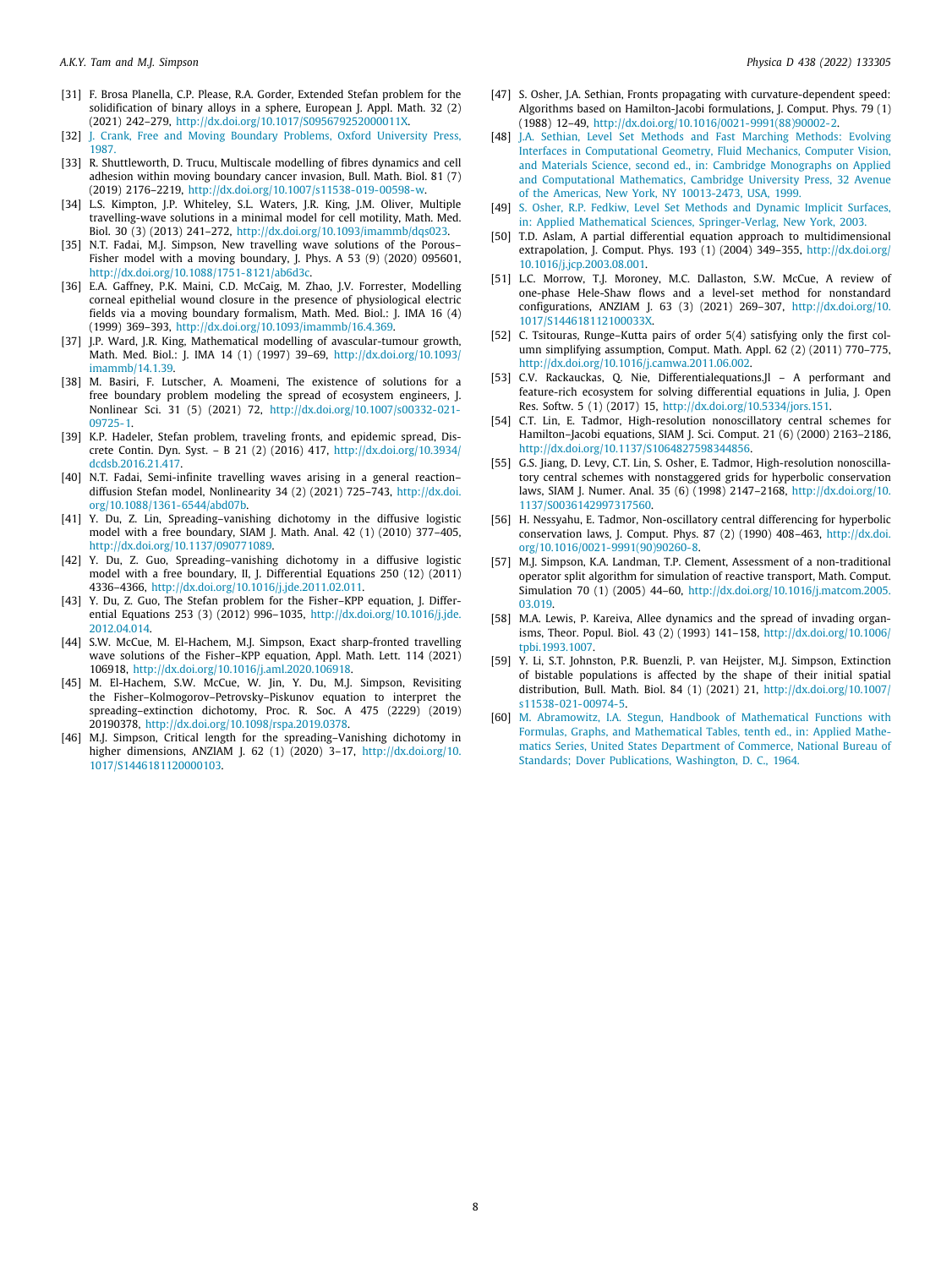[31] F. Brosa Planella, C.P. Please, R.A. Gorder, Extended Stefan problem for the solidification of binary alloys in a sphere, European J. Appl. Math. 32 (2) (2021) 242–279, http://dx.doi.org/10.1017/S095679252000011X.

[32] J. Crank, Free and Moving Boundary Problems, Oxford University Press, 1987.

[33] R. Shuttleworth, D. Trucu, Multiscale modelling of fibres dynamics and cell adhesion within moving boundary cancer invasion, Bull. Math. Biol. 81 (7) (2019) 2176–2219, http://dx.doi.org/10.1007/s11538-019-00598-w.

[34] L.S. Kimpton, J.P. Whiteley, S.L. Waters, J.R. King, J.M. Oliver, Multiple travelling-wave solutions in a minimal model for cell motility, Math. Med. Biol. 30 (3) (2013) 241–272, http://dx.doi.org/10.1093/imammb/dqs023.

[35] N.T. Fadai, M.J. Simpson, New travelling wave solutions of the Porous–Fisher model with a moving boundary, J. Phys. A 53 (9) (2020) 095601, http://dx.doi.org/10.1088/1751-8121/ab6d3c.

[36] E.A. Gaffney, P.K. Maini, C.D. McCaig, M. Zhao, J.V. Forrester, Modelling corneal epithelial wound closure in the presence of physiological electric fields via a moving boundary formalism, Math. Med. Biol.: J. IMA 16 (4) (1999) 369–393, http://dx.doi.org/10.1093/imammb/16.4.369.

[37] J.P. Ward, J.R. King, Mathematical modelling of avascular-tumour growth, Math. Med. Biol.: J. IMA 14 (1) (1997) 39–69, http://dx.doi.org/10.1093/imammb/14.1.39.

[38] M. Basiri, F. Lutscher, A. Moameni, The existence of solutions for a free boundary problem modeling the spread of ecosystem engineers, J. Nonlinear Sci. 31 (5) (2021) 72, http://dx.doi.org/10.1007/s00332-021-09725-1.

[39] K.P. Hadeler, Stefan problem, traveling fronts, and epidemic spread, Discrete Contin. Dyn. Syst. – B 21 (2) (2016) 417, http://dx.doi.org/10.3934/dcdsb.2016.21.417.

[40] N.T. Fadai, Semi-infinite travelling waves arising in a general reaction–diffusion Stefan model, Nonlinearity 34 (2) (2021) 725–743, http://dx.doi.org/10.1088/1361-6544/abd07b.

[41] Y. Du, Z. Lin, Spreading–vanishing dichotomy in the diffusive logistic model with a free boundary, SIAM J. Math. Anal. 42 (1) (2010) 377–405, http://dx.doi.org/10.1137/090771089.

[42] Y. Du, Z. Guo, Spreading–vanishing dichotomy in a diffusive logistic model with a free boundary, II, J. Differential Equations 250 (12) (2011) 4336–4366, http://dx.doi.org/10.1016/j.jde.2011.02.011.

[43] Y. Du, Z. Guo, The Stefan problem for the Fisher–KPP equation, J. Differential Equations 253 (3) (2012) 996–1035, http://dx.doi.org/10.1016/j.jde.2012.04.014.

[44] S.W. McCue, M. El-Hachem, M.J. Simpson, Exact sharp-fronted travelling wave solutions of the Fisher–KPP equation, Appl. Math. Lett. 114 (2021) 106918, http://dx.doi.org/10.1016/j.aml.2020.106918.

[45] M. El-Hachem, S.W. McCue, W. Jin, Y. Du, M.J. Simpson, Revisiting the Fisher–Kolmogorov–Petrovsky–Piskunov equation to interpret the spreading–extinction dichotomy, Proc. R. Soc. A 475 (2229) (2019) 20190378, http://dx.doi.org/10.1098/rspa.2019.0378.

[46] M.J. Simpson, Critical length for the spreading–Vanishing dichotomy in higher dimensions, ANZIAM J. 62 (1) (2020) 3–17, http://dx.doi.org/10.1017/S1446181120000103.

[47] S. Osher, J.A. Sethian, Fronts propagating with curvature-dependent speed: Algorithms based on Hamilton-Jacobi formulations, J. Comput. Phys. 79 (1) (1988) 12–49, http://dx.doi.org/10.1016/0021-9991(88)90002-2.

[48] J.A. Sethian, Level Set Methods and Fast Marching Methods: Evolving Interfaces in Computational Geometry, Fluid Mechanics, Computer Vision, and Materials Science, second ed., in: Cambridge Monographs on Applied and Computational Mathematics, Cambridge University Press, 32 Avenue of the Americas, New York, NY 10013-2473, USA, 1999.

[49] S. Osher, R.P. Fedkiw, Level Set Methods and Dynamic Implicit Surfaces, in: Applied Mathematical Sciences, Springer-Verlag, New York, 2003.

[50] T.D. Aslam, A partial differential equation approach to multidimensional extrapolation, J. Comput. Phys. 193 (1) (2004) 349–355, http://dx.doi.org/10.1016/j.jcp.2003.08.001.

[51] L.C. Morrow, T.J. Moroney, M.C. Dallaston, S.W. McCue, A review of one-phase Hele-Shaw flows and a level-set method for nonstandard configurations, ANZIAM J. 63 (3) (2021) 269–307, http://dx.doi.org/10.1017/S144618112100033X.

[52] C. Tsitouras, Runge–Kutta pairs of order 5(4) satisfying only the first column simplifying assumption, Comput. Math. Appl. 62 (2) (2011) 770–775, http://dx.doi.org/10.1016/j.camwa.2011.06.002.

[53] C.V. Rackauckas, Q. Nie, Differentialequations.Jl – A performant and feature-rich ecosystem for solving differential equations in Julia, J. Open Res. Softw. 5 (1) (2017) 15, http://dx.doi.org/10.5334/jors.151.

[54] C.T. Lin, E. Tadmor, High-resolution nonoscillatory central schemes for Hamilton–Jacobi equations, SIAM J. Sci. Comput. 21 (6) (2000) 2163–2186, http://dx.doi.org/10.1137/S1064827598344856.

[55] G.S. Jiang, D. Levy, C.T. Lin, S. Osher, E. Tadmor, High-resolution nonoscillatory central schemes with nonstaggered grids for hyperbolic conservation laws, SIAM J. Numer. Anal. 35 (6) (1998) 2147–2168, http://dx.doi.org/10.1137/S0036142997317560.

[56] H. Nessyahu, E. Tadmor, Non-oscillatory central differencing for hyperbolic conservation laws, J. Comput. Phys. 87 (2) (1990) 408–463, http://dx.doi.org/10.1016/0021-9991(90)90260-8.

[57] M.J. Simpson, K.A. Landman, T.P. Clement, Assessment of a non-traditional operator split algorithm for simulation of reactive transport, Math. Comput. Simulation 70 (1) (2005) 44–60, http://dx.doi.org/10.1016/j.matcom.2005.03.019.

[58] M.A. Lewis, P. Kareiva, Allee dynamics and the spread of invading organisms, Theor. Popul. Biol. 43 (2) (1993) 141–158, http://dx.doi.org/10.1006/tpbi.1993.1007.

[59] Y. Li, S.T. Johnston, P.R. Buenzli, P. van Heijster, M.J. Simpson, Extinction of bistable populations is affected by the shape of their initial spatial distribution, Bull. Math. Biol. 84 (1) (2021) 21, http://dx.doi.org/10.1007/s11538-021-00974-5.

[60] M. Abramowitz, I.A. Stegun, Handbook of Mathematical Functions with Formulas, Graphs, and Mathematical Tables, tenth ed., in: Applied Mathematics Series, United States Department of Commerce, National Bureau of Standards; Dover Publications, Washington, D. C., 1964.